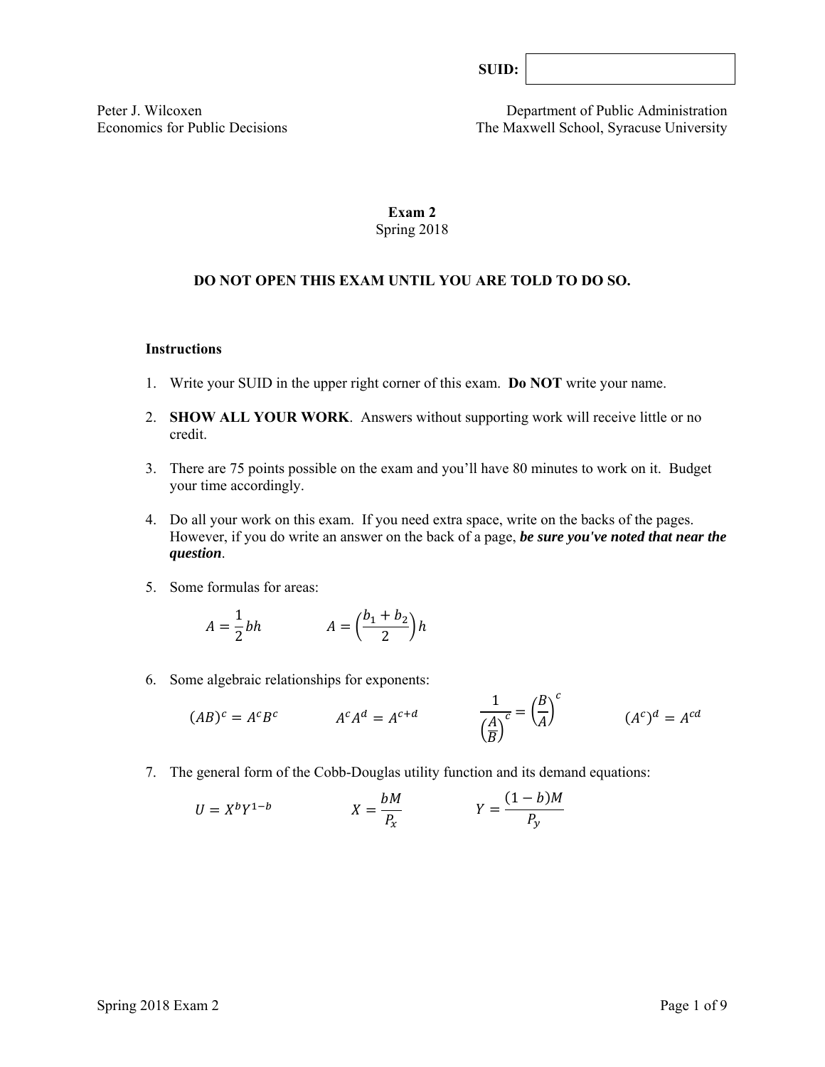**SUID:** 

Peter J. Wilcoxen
Economics for Public Decisions

Department of Public Administration
The Maxwell School, Syracuse University

# Exam 2
Spring 2018

**DO NOT OPEN THIS EXAM UNTIL YOU ARE TOLD TO DO SO.**

**Instructions**

1. Write your SUID in the upper right corner of this exam. **Do NOT** write your name.

2. **SHOW ALL YOUR WORK**. Answers without supporting work will receive little or no credit.

3. There are 75 points possible on the exam and you'll have 80 minutes to work on it. Budget your time accordingly.

4. Do all your work on this exam. If you need extra space, write on the backs of the pages. However, if you do write an answer on the back of a page, ***be sure you've noted that near the question***.

5. Some formulas for areas:

$$A = \frac{1}{2}bh \qquad A = \left(\frac{b_1 + b_2}{2}\right)h$$

6. Some algebraic relationships for exponents:

$$(AB)^c = A^c B^c \qquad A^c A^d = A^{c+d} \qquad \frac{1}{\left(\frac{A}{B}\right)^c} = \left(\frac{B}{A}\right)^c \qquad (A^c)^d = A^{cd}$$

7. The general form of the Cobb-Douglas utility function and its demand equations:

$$U = X^b Y^{1-b} \qquad X = \frac{bM}{P_x} \qquad Y = \frac{(1-b)M}{P_y}$$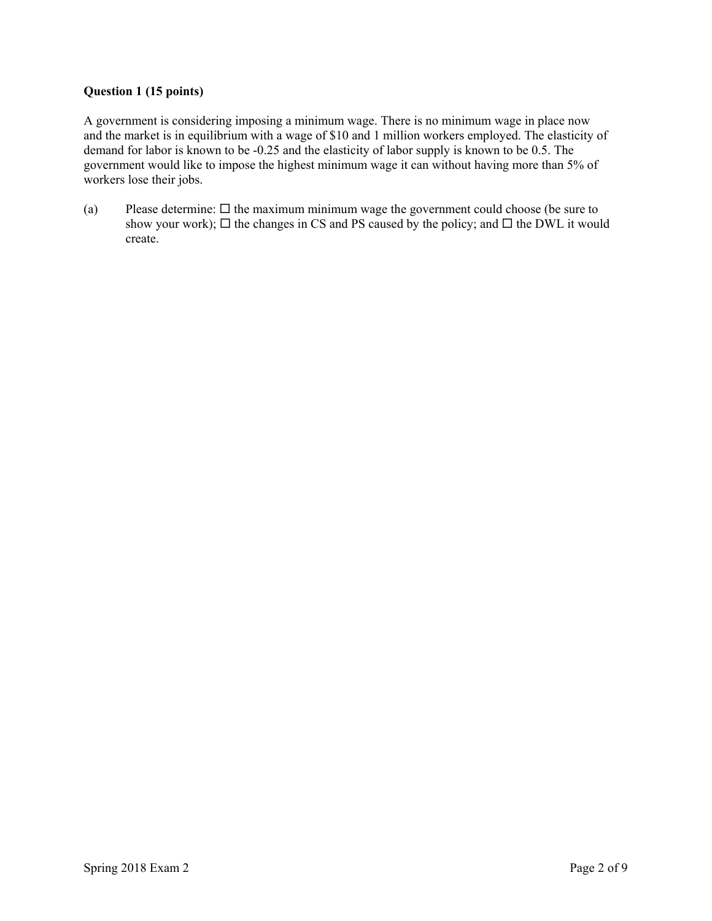**Question 1 (15 points)**

A government is considering imposing a minimum wage. There is no minimum wage in place now and the market is in equilibrium with a wage of $10 and 1 million workers employed. The elasticity of demand for labor is known to be -0.25 and the elasticity of labor supply is known to be 0.5. The government would like to impose the highest minimum wage it can without having more than 5% of workers lose their jobs.

(a) Please determine: ☐ the maximum minimum wage the government could choose (be sure to show your work); ☐ the changes in CS and PS caused by the policy; and ☐ the DWL it would create.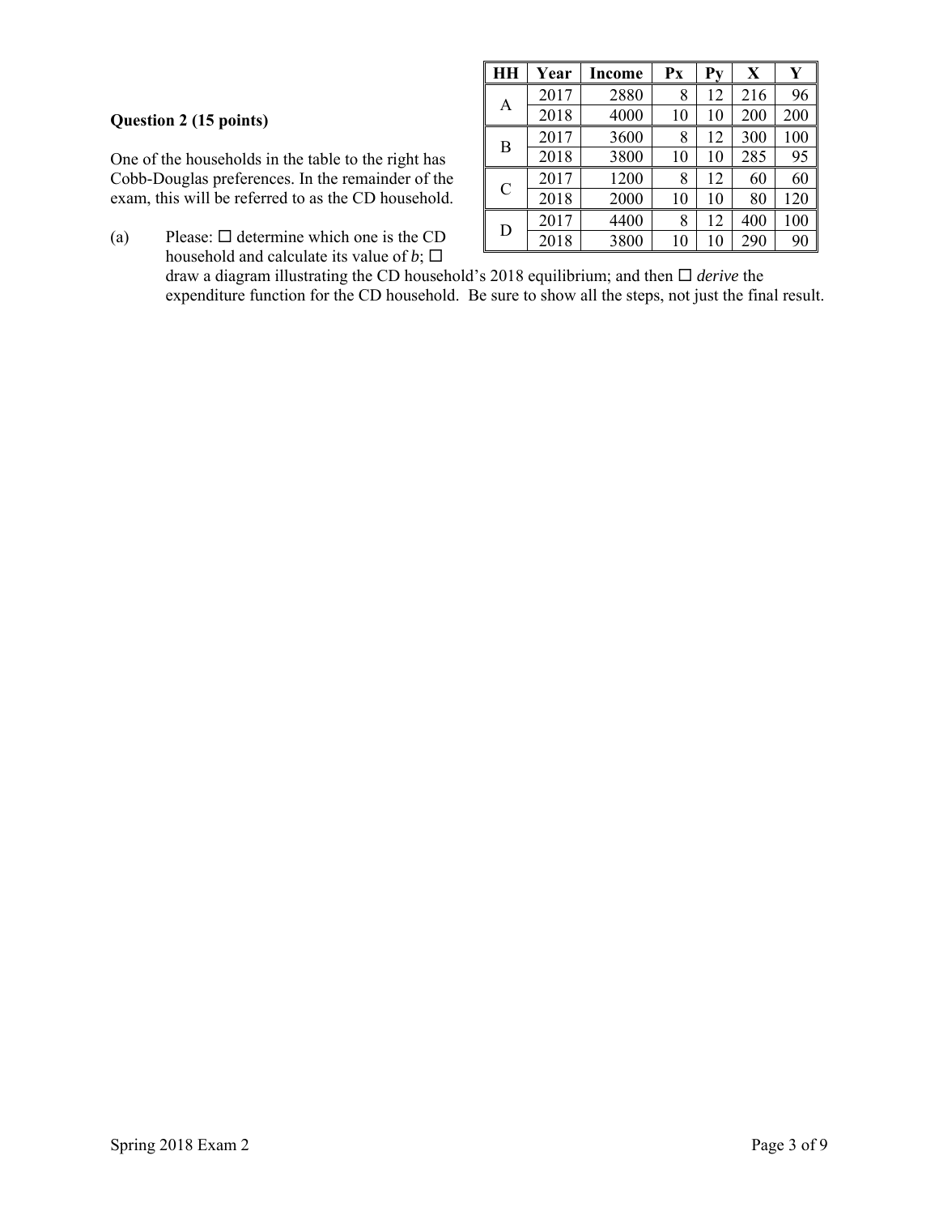**Question 2 (15 points)**

| HH | Year | Income | Px | Py | X | Y |
|---|---|---|---|---|---|---|
| A | 2017 | 2880 | 8 | 12 | 216 | 96 |
| | 2018 | 4000 | 10 | 10 | 200 | 200 |
| B | 2017 | 3600 | 8 | 12 | 300 | 100 |
| | 2018 | 3800 | 10 | 10 | 285 | 95 |
| C | 2017 | 1200 | 8 | 12 | 60 | 60 |
| | 2018 | 2000 | 10 | 10 | 80 | 120 |
| D | 2017 | 4400 | 8 | 12 | 400 | 100 |
| | 2018 | 3800 | 10 | 10 | 290 | 90 |

One of the households in the table to the right has Cobb-Douglas preferences. In the remainder of the exam, this will be referred to as the CD household.

(a) Please: ☐ determine which one is the CD household and calculate its value of $b$; ☐ draw a diagram illustrating the CD household's 2018 equilibrium; and then ☐ *derive* the expenditure function for the CD household. Be sure to show all the steps, not just the final result.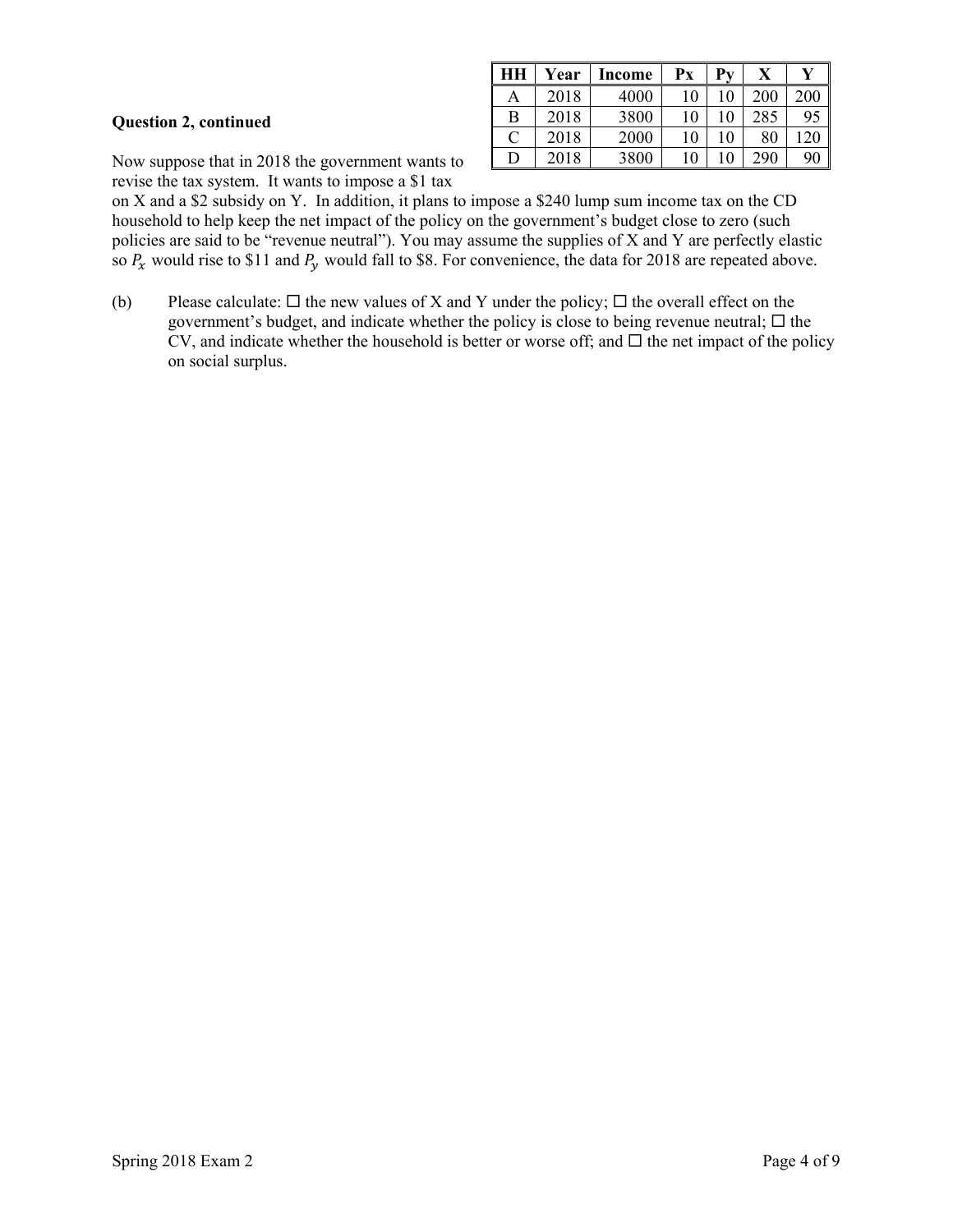**Question 2, continued**

| HH | Year | Income | Px | Py | X | Y |
|---|---|---|---|---|---|---|
| A | 2018 | 4000 | 10 | 10 | 200 | 200 |
| B | 2018 | 3800 | 10 | 10 | 285 | 95 |
| C | 2018 | 2000 | 10 | 10 | 80 | 120 |
| D | 2018 | 3800 | 10 | 10 | 290 | 90 |

Now suppose that in 2018 the government wants to revise the tax system. It wants to impose a $1 tax on X and a $2 subsidy on Y. In addition, it plans to impose a $240 lump sum income tax on the CD household to help keep the net impact of the policy on the government's budget close to zero (such policies are said to be "revenue neutral"). You may assume the supplies of X and Y are perfectly elastic so $P_x$ would rise to $11 and $P_y$ would fall to $8. For convenience, the data for 2018 are repeated above.

(b) Please calculate: ☐ the new values of X and Y under the policy; ☐ the overall effect on the government's budget, and indicate whether the policy is close to being revenue neutral; ☐ the CV, and indicate whether the household is better or worse off; and ☐ the net impact of the policy on social surplus.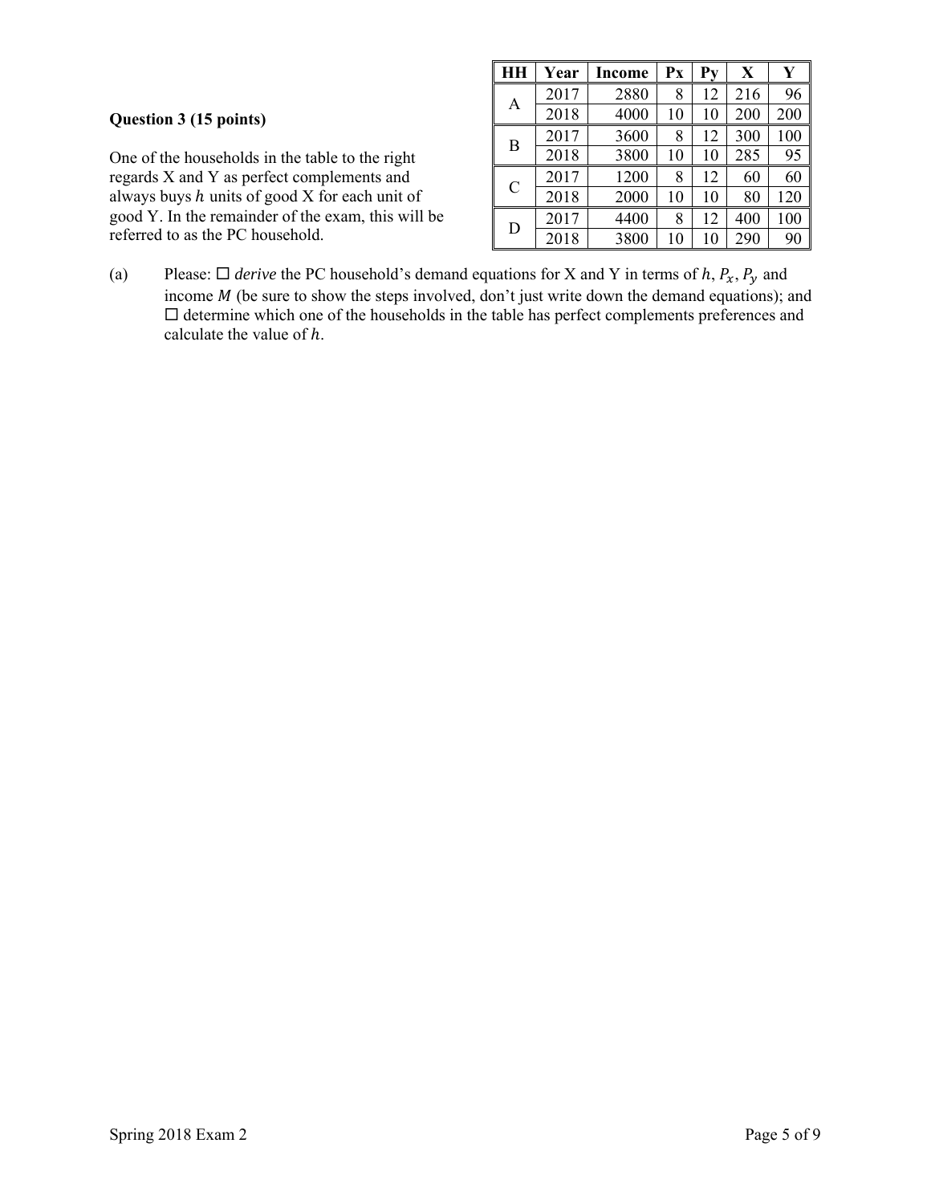**Question 3 (15 points)**

One of the households in the table to the right regards X and Y as perfect complements and always buys $h$ units of good X for each unit of good Y. In the remainder of the exam, this will be referred to as the PC household.

| HH | Year | Income | Px | Py | X | Y |
|---|---|---|---|---|---|---|
| A | 2017 | 2880 | 8 | 12 | 216 | 96 |
| | 2018 | 4000 | 10 | 10 | 200 | 200 |
| B | 2017 | 3600 | 8 | 12 | 300 | 100 |
| | 2018 | 3800 | 10 | 10 | 285 | 95 |
| C | 2017 | 1200 | 8 | 12 | 60 | 60 |
| | 2018 | 2000 | 10 | 10 | 80 | 120 |
| D | 2017 | 4400 | 8 | 12 | 400 | 100 |
| | 2018 | 3800 | 10 | 10 | 290 | 90 |

(a) Please: ☐ *derive* the PC household's demand equations for X and Y in terms of $h$, $P_x$, $P_y$ and income $M$ (be sure to show the steps involved, don't just write down the demand equations); and ☐ determine which one of the households in the table has perfect complements preferences and calculate the value of $h$.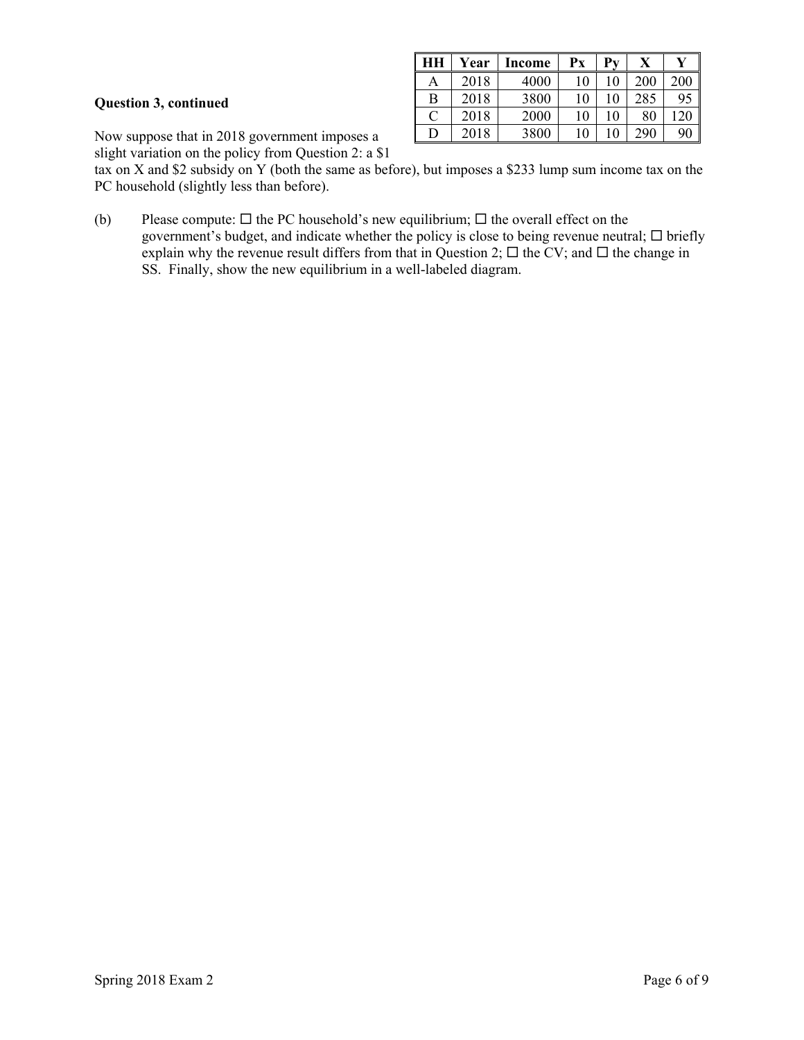| HH | Year | Income | Px | Py | X | Y |
|---|---|---|---|---|---|---|
| A | 2018 | 4000 | 10 | 10 | 200 | 200 |
| B | 2018 | 3800 | 10 | 10 | 285 | 95 |
| C | 2018 | 2000 | 10 | 10 | 80 | 120 |
| D | 2018 | 3800 | 10 | 10 | 290 | 90 |

**Question 3, continued**

Now suppose that in 2018 government imposes a slight variation on the policy from Question 2: a $1 tax on X and $2 subsidy on Y (both the same as before), but imposes a $233 lump sum income tax on the PC household (slightly less than before).

(b) Please compute: ☐ the PC household's new equilibrium; ☐ the overall effect on the government's budget, and indicate whether the policy is close to being revenue neutral; ☐ briefly explain why the revenue result differs from that in Question 2; ☐ the CV; and ☐ the change in SS. Finally, show the new equilibrium in a well-labeled diagram.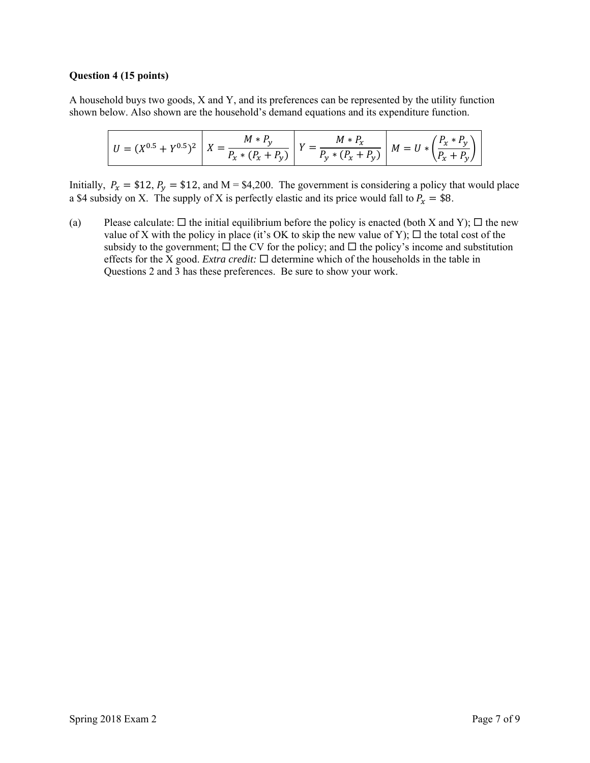**Question 4 (15 points)**

A household buys two goods, X and Y, and its preferences can be represented by the utility function shown below. Also shown are the household's demand equations and its expenditure function.

| $U = (X^{0.5} + Y^{0.5})^2$ | $X = \dfrac{M * P_y}{P_x * (P_x + P_y)}$ | $Y = \dfrac{M * P_x}{P_y * (P_x + P_y)}$ | $M = U * \left(\dfrac{P_x * P_y}{P_x + P_y}\right)$ |
|---|---|---|---|

Initially, $P_x = \$12$, $P_y = \$12$, and M = \$4,200. The government is considering a policy that would place a \$4 subsidy on X. The supply of X is perfectly elastic and its price would fall to $P_x = \$8$.

(a) Please calculate: ☐ the initial equilibrium before the policy is enacted (both X and Y); ☐ the new value of X with the policy in place (it's OK to skip the new value of Y); ☐ the total cost of the subsidy to the government; ☐ the CV for the policy; and ☐ the policy's income and substitution effects for the X good. *Extra credit:* ☐ determine which of the households in the table in Questions 2 and 3 has these preferences. Be sure to show your work.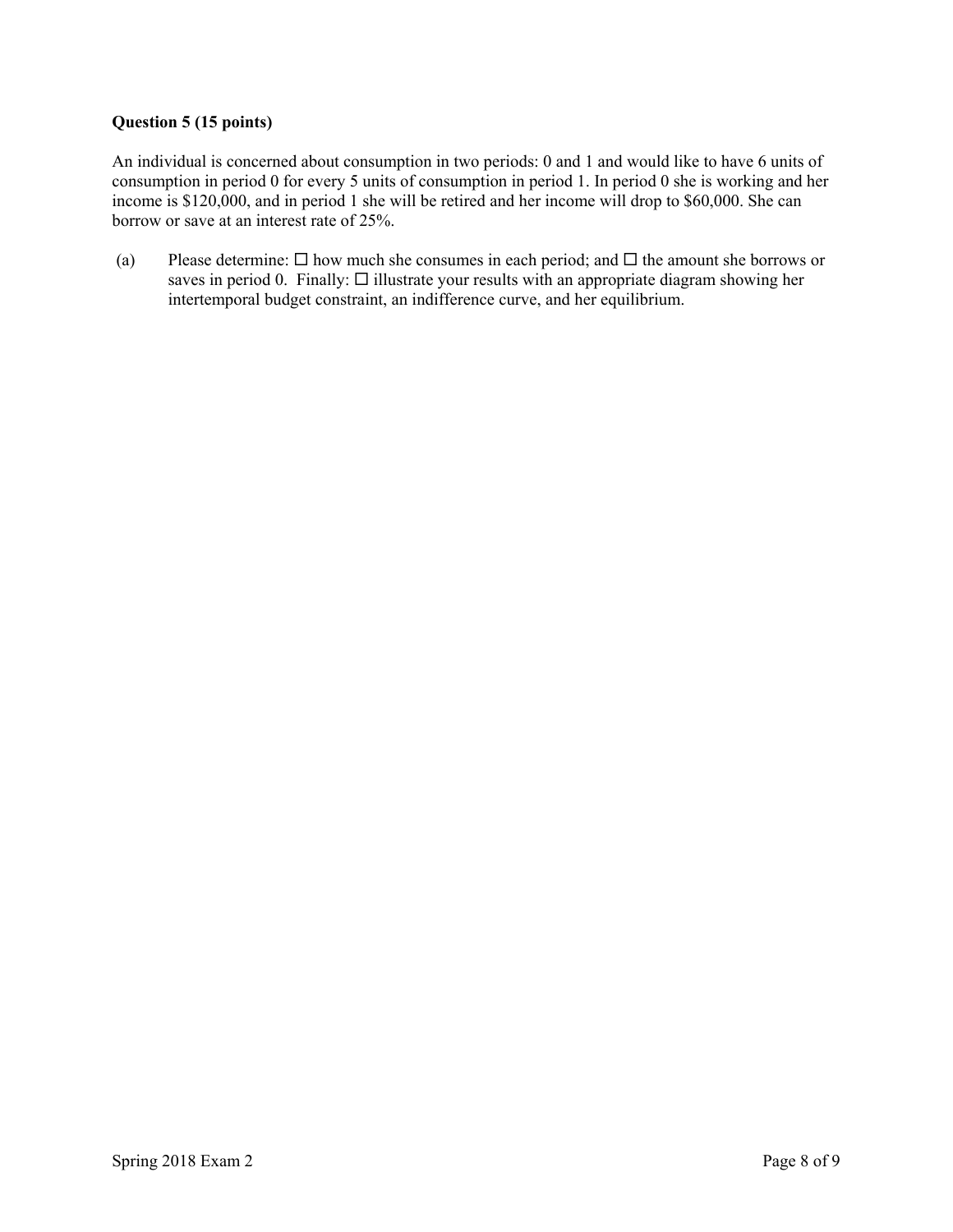**Question 5 (15 points)**

An individual is concerned about consumption in two periods: 0 and 1 and would like to have 6 units of consumption in period 0 for every 5 units of consumption in period 1. In period 0 she is working and her income is \$120,000, and in period 1 she will be retired and her income will drop to \$60,000. She can borrow or save at an interest rate of 25%.

(a) Please determine: ☐ how much she consumes in each period; and ☐ the amount she borrows or saves in period 0. Finally: ☐ illustrate your results with an appropriate diagram showing her intertemporal budget constraint, an indifference curve, and her equilibrium.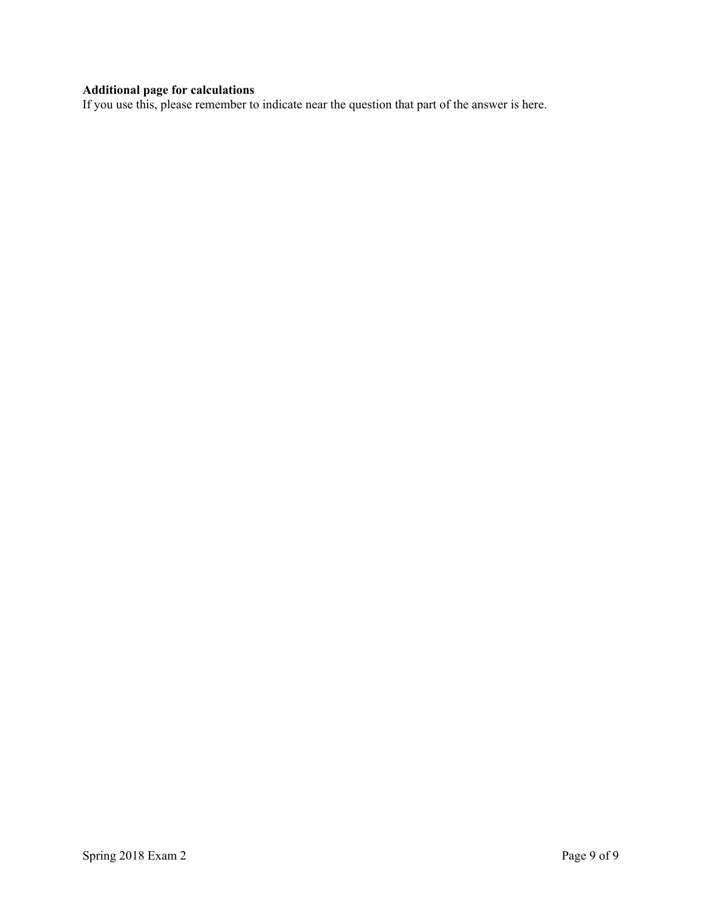**Additional page for calculations**

If you use this, please remember to indicate near the question that part of the answer is here.